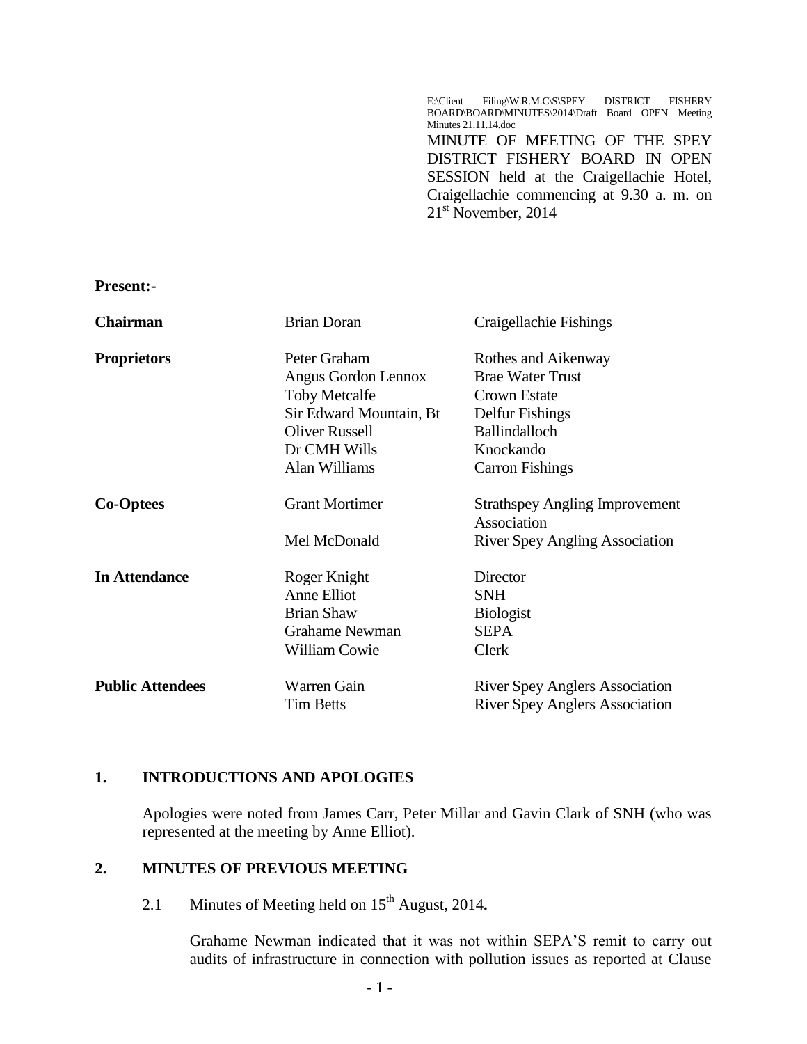E:\Client Filing\W.R.M.C\S\SPEY DISTRICT FISHERY BOARD\BOARD\MINUTES\2014\Draft Board OPEN Meeting Minutes 21.11.14.doc

MINUTE OF MEETING OF THE SPEY DISTRICT FISHERY BOARD IN OPEN SESSION held at the Craigellachie Hotel, Craigellachie commencing at 9.30 a. m. on 21st November, 2014

**Present:-**

| | | |
|---|---|---|
| **Chairman** | Brian Doran | Craigellachie Fishings |
| **Proprietors** | Peter Graham | Rothes and Aikenway |
| | Angus Gordon Lennox | Brae Water Trust |
| | Toby Metcalfe | Crown Estate |
| | Sir Edward Mountain, Bt | Delfur Fishings |
| | Oliver Russell | Ballindalloch |
| | Dr CMH Wills | Knockando |
| | Alan Williams | Carron Fishings |
| **Co-Optees** | Grant Mortimer | Strathspey Angling Improvement Association |
| | Mel McDonald | River Spey Angling Association |
| **In Attendance** | Roger Knight | Director |
| | Anne Elliot | SNH |
| | Brian Shaw | Biologist |
| | Grahame Newman | SEPA |
| | William Cowie | Clerk |
| **Public Attendees** | Warren Gain | River Spey Anglers Association |
| | Tim Betts | River Spey Anglers Association |

## 1. INTRODUCTIONS AND APOLOGIES

Apologies were noted from James Carr, Peter Millar and Gavin Clark of SNH (who was represented at the meeting by Anne Elliot).

## 2. MINUTES OF PREVIOUS MEETING

2.1 Minutes of Meeting held on 15th August, 2014**.**

Grahame Newman indicated that it was not within SEPA'S remit to carry out audits of infrastructure in connection with pollution issues as reported at Clause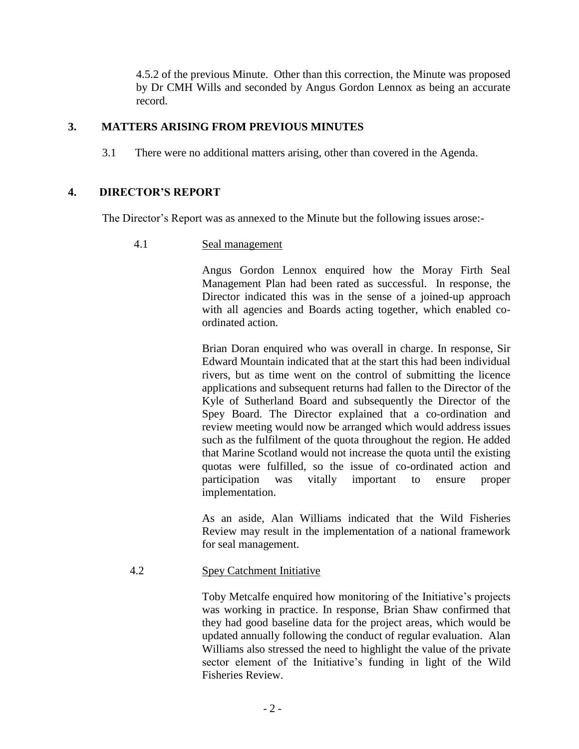4.5.2 of the previous Minute. Other than this correction, the Minute was proposed by Dr CMH Wills and seconded by Angus Gordon Lennox as being an accurate record.

## 3. MATTERS ARISING FROM PREVIOUS MINUTES

3.1 There were no additional matters arising, other than covered in the Agenda.

## 4. DIRECTOR'S REPORT

The Director's Report was as annexed to the Minute but the following issues arose:-

4.1 Seal management

Angus Gordon Lennox enquired how the Moray Firth Seal Management Plan had been rated as successful. In response, the Director indicated this was in the sense of a joined-up approach with all agencies and Boards acting together, which enabled co-ordinated action.

Brian Doran enquired who was overall in charge. In response, Sir Edward Mountain indicated that at the start this had been individual rivers, but as time went on the control of submitting the licence applications and subsequent returns had fallen to the Director of the Kyle of Sutherland Board and subsequently the Director of the Spey Board. The Director explained that a co-ordination and review meeting would now be arranged which would address issues such as the fulfilment of the quota throughout the region. He added that Marine Scotland would not increase the quota until the existing quotas were fulfilled, so the issue of co-ordinated action and participation was vitally important to ensure proper implementation.

As an aside, Alan Williams indicated that the Wild Fisheries Review may result in the implementation of a national framework for seal management.

4.2 Spey Catchment Initiative

Toby Metcalfe enquired how monitoring of the Initiative's projects was working in practice. In response, Brian Shaw confirmed that they had good baseline data for the project areas, which would be updated annually following the conduct of regular evaluation. Alan Williams also stressed the need to highlight the value of the private sector element of the Initiative's funding in light of the Wild Fisheries Review.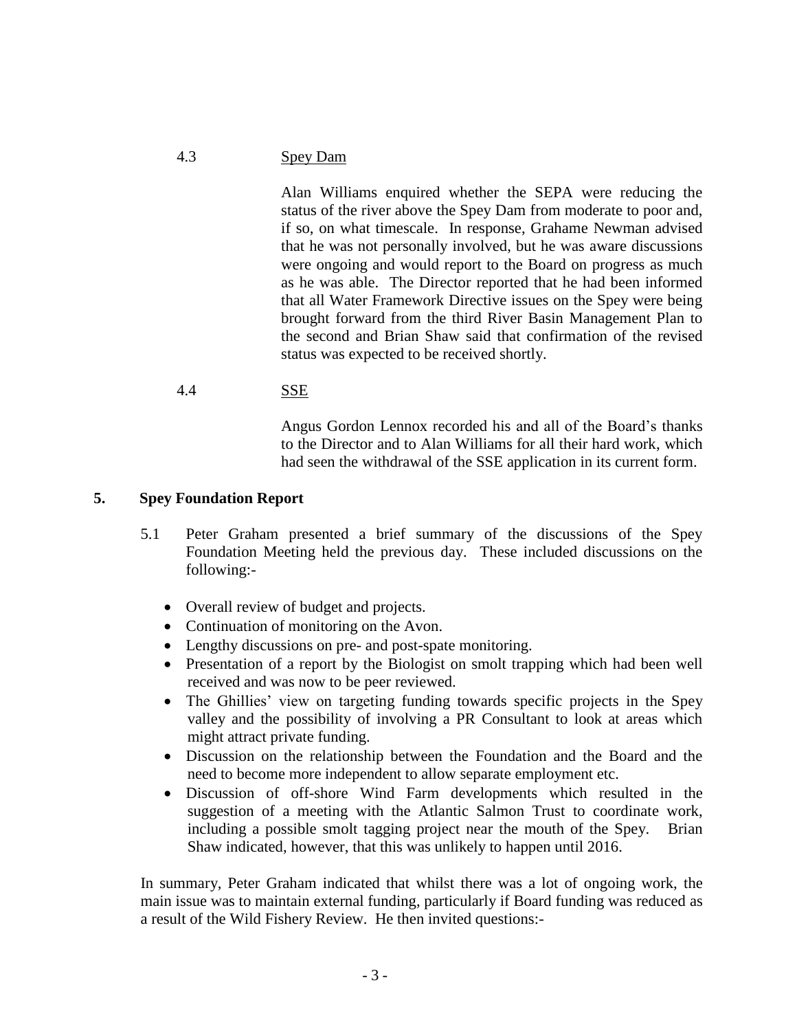4.3 Spey Dam

Alan Williams enquired whether the SEPA were reducing the status of the river above the Spey Dam from moderate to poor and, if so, on what timescale. In response, Grahame Newman advised that he was not personally involved, but he was aware discussions were ongoing and would report to the Board on progress as much as he was able. The Director reported that he had been informed that all Water Framework Directive issues on the Spey were being brought forward from the third River Basin Management Plan to the second and Brian Shaw said that confirmation of the revised status was expected to be received shortly.

4.4 SSE

Angus Gordon Lennox recorded his and all of the Board's thanks to the Director and to Alan Williams for all their hard work, which had seen the withdrawal of the SSE application in its current form.

## 5. Spey Foundation Report

5.1 Peter Graham presented a brief summary of the discussions of the Spey Foundation Meeting held the previous day. These included discussions on the following:-

- Overall review of budget and projects.
- Continuation of monitoring on the Avon.
- Lengthy discussions on pre- and post-spate monitoring.
- Presentation of a report by the Biologist on smolt trapping which had been well received and was now to be peer reviewed.
- The Ghillies' view on targeting funding towards specific projects in the Spey valley and the possibility of involving a PR Consultant to look at areas which might attract private funding.
- Discussion on the relationship between the Foundation and the Board and the need to become more independent to allow separate employment etc.
- Discussion of off-shore Wind Farm developments which resulted in the suggestion of a meeting with the Atlantic Salmon Trust to coordinate work, including a possible smolt tagging project near the mouth of the Spey. Brian Shaw indicated, however, that this was unlikely to happen until 2016.

In summary, Peter Graham indicated that whilst there was a lot of ongoing work, the main issue was to maintain external funding, particularly if Board funding was reduced as a result of the Wild Fishery Review. He then invited questions:-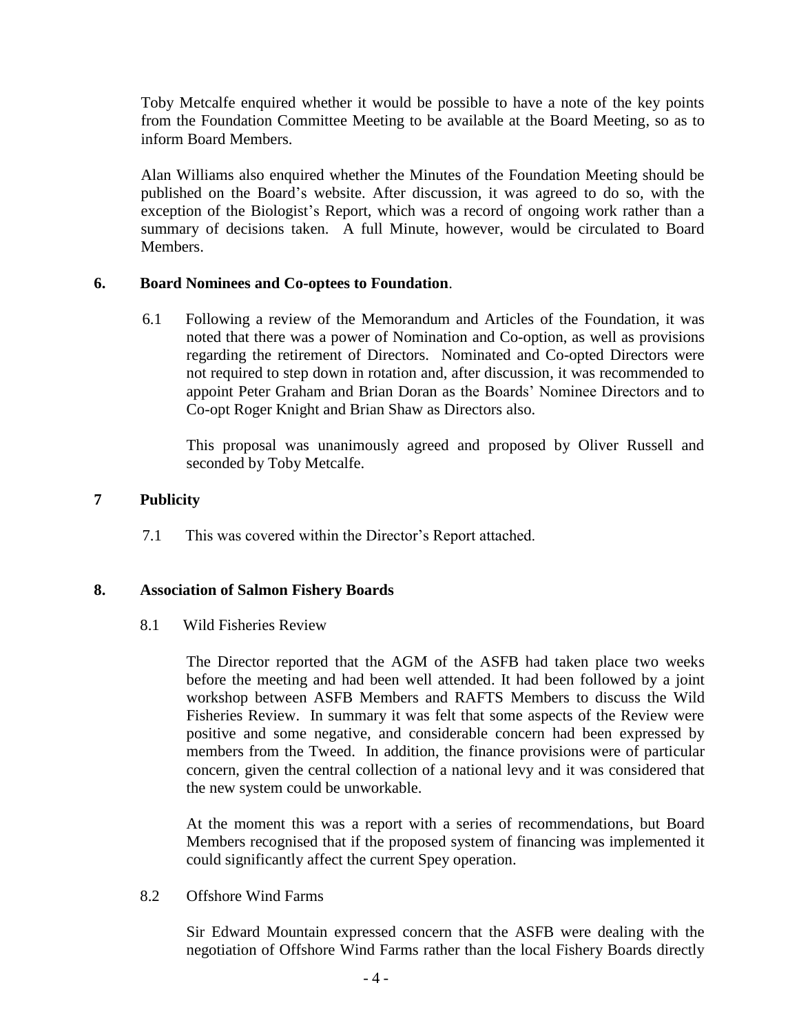Toby Metcalfe enquired whether it would be possible to have a note of the key points from the Foundation Committee Meeting to be available at the Board Meeting, so as to inform Board Members.

Alan Williams also enquired whether the Minutes of the Foundation Meeting should be published on the Board's website. After discussion, it was agreed to do so, with the exception of the Biologist's Report, which was a record of ongoing work rather than a summary of decisions taken. A full Minute, however, would be circulated to Board Members.

## 6. Board Nominees and Co-optees to Foundation.

6.1 Following a review of the Memorandum and Articles of the Foundation, it was noted that there was a power of Nomination and Co-option, as well as provisions regarding the retirement of Directors. Nominated and Co-opted Directors were not required to step down in rotation and, after discussion, it was recommended to appoint Peter Graham and Brian Doran as the Boards' Nominee Directors and to Co-opt Roger Knight and Brian Shaw as Directors also.

This proposal was unanimously agreed and proposed by Oliver Russell and seconded by Toby Metcalfe.

## 7 Publicity

7.1 This was covered within the Director's Report attached.

## 8. Association of Salmon Fishery Boards

8.1 Wild Fisheries Review

The Director reported that the AGM of the ASFB had taken place two weeks before the meeting and had been well attended. It had been followed by a joint workshop between ASFB Members and RAFTS Members to discuss the Wild Fisheries Review. In summary it was felt that some aspects of the Review were positive and some negative, and considerable concern had been expressed by members from the Tweed. In addition, the finance provisions were of particular concern, given the central collection of a national levy and it was considered that the new system could be unworkable.

At the moment this was a report with a series of recommendations, but Board Members recognised that if the proposed system of financing was implemented it could significantly affect the current Spey operation.

8.2 Offshore Wind Farms

Sir Edward Mountain expressed concern that the ASFB were dealing with the negotiation of Offshore Wind Farms rather than the local Fishery Boards directly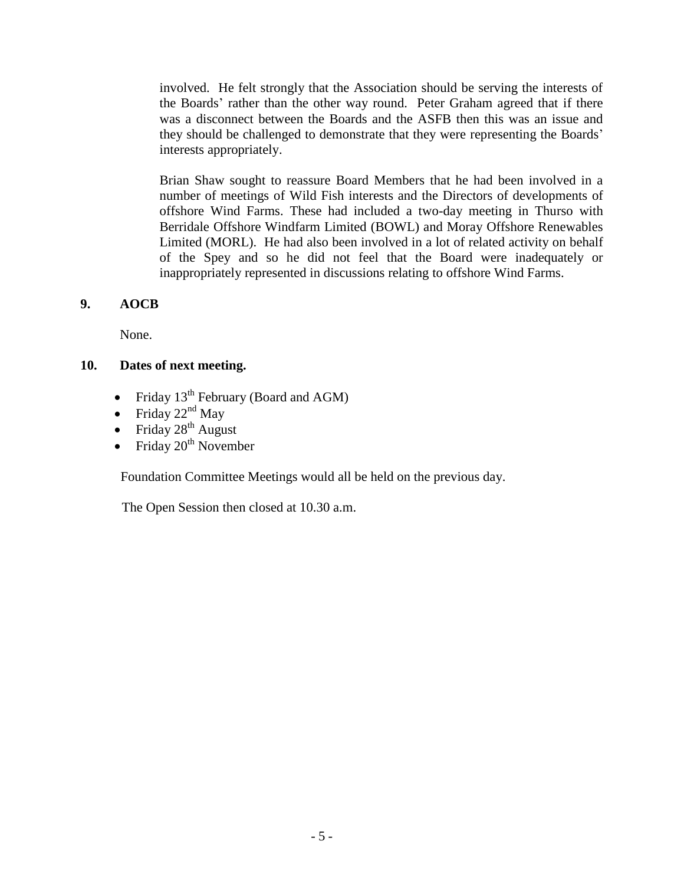involved. He felt strongly that the Association should be serving the interests of the Boards' rather than the other way round. Peter Graham agreed that if there was a disconnect between the Boards and the ASFB then this was an issue and they should be challenged to demonstrate that they were representing the Boards' interests appropriately.

Brian Shaw sought to reassure Board Members that he had been involved in a number of meetings of Wild Fish interests and the Directors of developments of offshore Wind Farms. These had included a two-day meeting in Thurso with Berridale Offshore Windfarm Limited (BOWL) and Moray Offshore Renewables Limited (MORL). He had also been involved in a lot of related activity on behalf of the Spey and so he did not feel that the Board were inadequately or inappropriately represented in discussions relating to offshore Wind Farms.

**9. AOCB**

None.

**10. Dates of next meeting.**

- Friday 13th February (Board and AGM)
- Friday 22nd May
- Friday 28th August
- Friday 20th November

Foundation Committee Meetings would all be held on the previous day.

The Open Session then closed at 10.30 a.m.